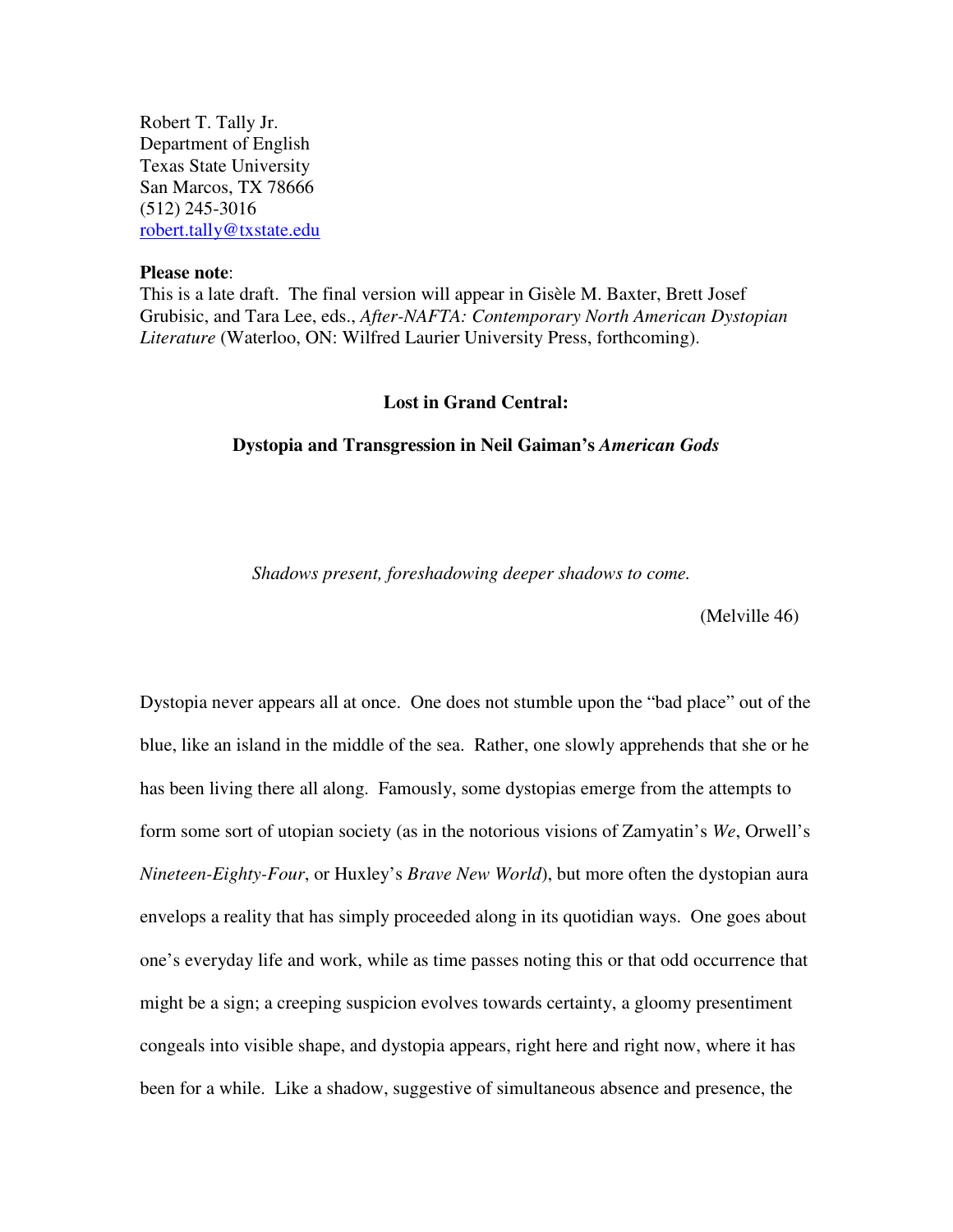Robert T. Tally Jr.
Department of English
Texas State University
San Marcos, TX 78666
(512) 245-3016
robert.tally@txstate.edu

**Please note**:
This is a late draft. The final version will appear in Gisèle M. Baxter, Brett Josef Grubisic, and Tara Lee, eds., *After-NAFTA: Contemporary North American Dystopian Literature* (Waterloo, ON: Wilfred Laurier University Press, forthcoming).

# Lost in Grand Central:

## Dystopia and Transgression in Neil Gaiman's *American Gods*

*Shadows present, foreshadowing deeper shadows to come.*

(Melville 46)

Dystopia never appears all at once. One does not stumble upon the "bad place" out of the blue, like an island in the middle of the sea. Rather, one slowly apprehends that she or he has been living there all along. Famously, some dystopias emerge from the attempts to form some sort of utopian society (as in the notorious visions of Zamyatin's *We*, Orwell's *Nineteen-Eighty-Four*, or Huxley's *Brave New World*), but more often the dystopian aura envelops a reality that has simply proceeded along in its quotidian ways. One goes about one's everyday life and work, while as time passes noting this or that odd occurrence that might be a sign; a creeping suspicion evolves towards certainty, a gloomy presentiment congeals into visible shape, and dystopia appears, right here and right now, where it has been for a while. Like a shadow, suggestive of simultaneous absence and presence, the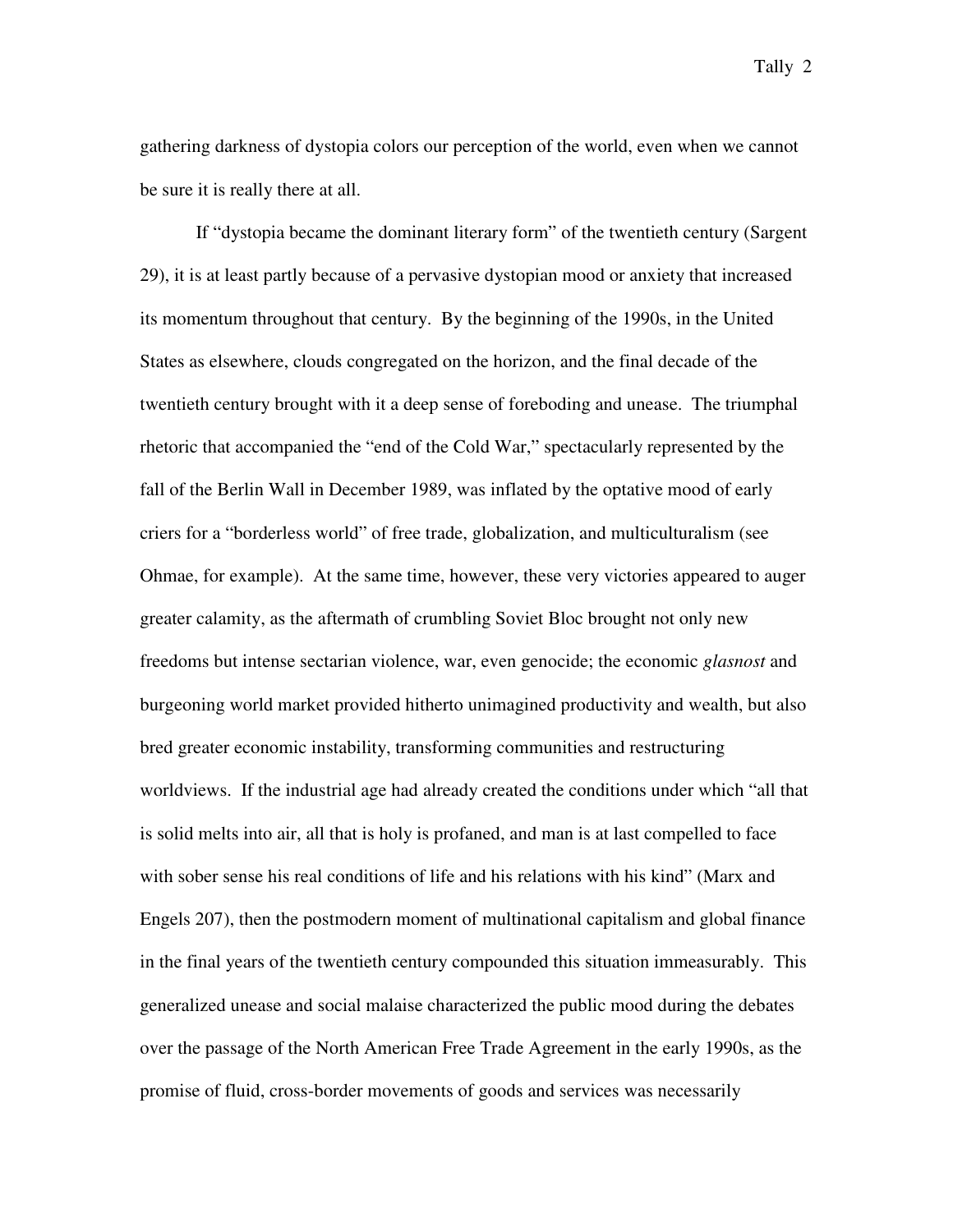gathering darkness of dystopia colors our perception of the world, even when we cannot be sure it is really there at all.

If "dystopia became the dominant literary form" of the twentieth century (Sargent 29), it is at least partly because of a pervasive dystopian mood or anxiety that increased its momentum throughout that century. By the beginning of the 1990s, in the United States as elsewhere, clouds congregated on the horizon, and the final decade of the twentieth century brought with it a deep sense of foreboding and unease. The triumphal rhetoric that accompanied the "end of the Cold War," spectacularly represented by the fall of the Berlin Wall in December 1989, was inflated by the optative mood of early criers for a "borderless world" of free trade, globalization, and multiculturalism (see Ohmae, for example). At the same time, however, these very victories appeared to auger greater calamity, as the aftermath of crumbling Soviet Bloc brought not only new freedoms but intense sectarian violence, war, even genocide; the economic *glasnost* and burgeoning world market provided hitherto unimagined productivity and wealth, but also bred greater economic instability, transforming communities and restructuring worldviews. If the industrial age had already created the conditions under which "all that is solid melts into air, all that is holy is profaned, and man is at last compelled to face with sober sense his real conditions of life and his relations with his kind" (Marx and Engels 207), then the postmodern moment of multinational capitalism and global finance in the final years of the twentieth century compounded this situation immeasurably. This generalized unease and social malaise characterized the public mood during the debates over the passage of the North American Free Trade Agreement in the early 1990s, as the promise of fluid, cross-border movements of goods and services was necessarily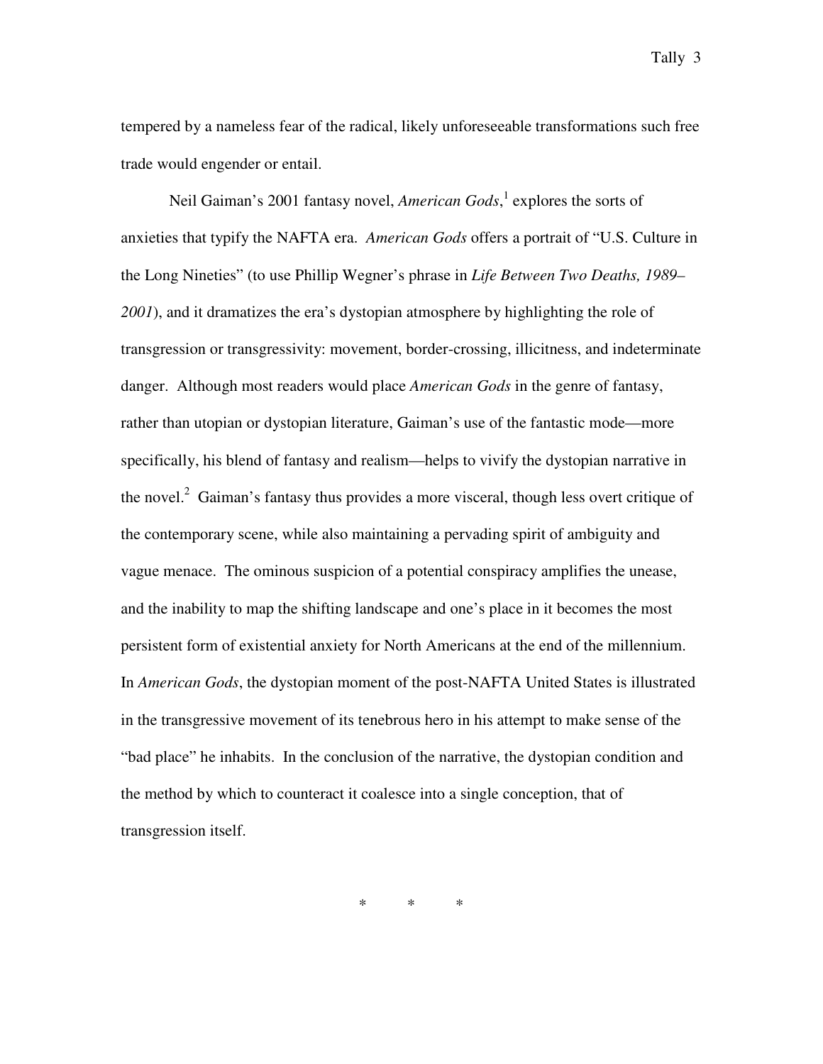tempered by a nameless fear of the radical, likely unforeseeable transformations such free trade would engender or entail.

Neil Gaiman's 2001 fantasy novel, *American Gods*,[1] explores the sorts of anxieties that typify the NAFTA era. *American Gods* offers a portrait of "U.S. Culture in the Long Nineties" (to use Phillip Wegner's phrase in *Life Between Two Deaths, 1989–2001*), and it dramatizes the era's dystopian atmosphere by highlighting the role of transgression or transgressivity: movement, border-crossing, illicitness, and indeterminate danger. Although most readers would place *American Gods* in the genre of fantasy, rather than utopian or dystopian literature, Gaiman's use of the fantastic mode—more specifically, his blend of fantasy and realism—helps to vivify the dystopian narrative in the novel.[2] Gaiman's fantasy thus provides a more visceral, though less overt critique of the contemporary scene, while also maintaining a pervading spirit of ambiguity and vague menace. The ominous suspicion of a potential conspiracy amplifies the unease, and the inability to map the shifting landscape and one's place in it becomes the most persistent form of existential anxiety for North Americans at the end of the millennium. In *American Gods*, the dystopian moment of the post-NAFTA United States is illustrated in the transgressive movement of its tenebrous hero in his attempt to make sense of the "bad place" he inhabits. In the conclusion of the narrative, the dystopian condition and the method by which to counteract it coalesce into a single conception, that of transgression itself.

\*　　\*　　\*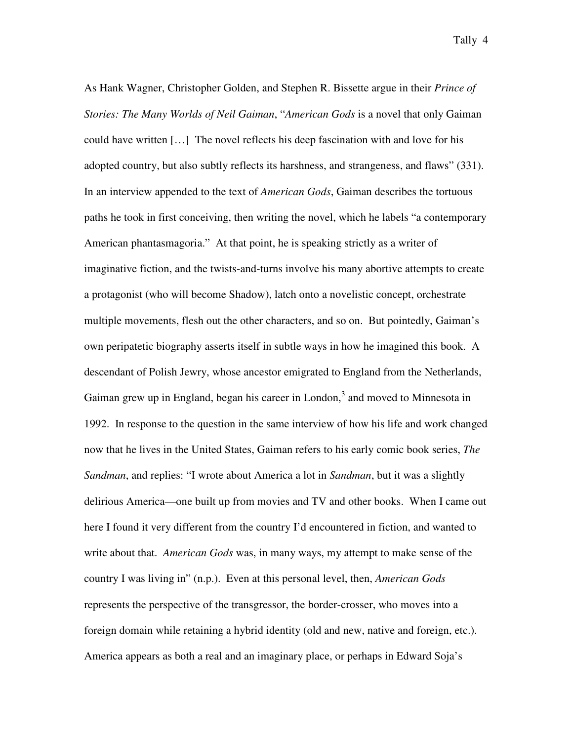As Hank Wagner, Christopher Golden, and Stephen R. Bissette argue in their *Prince of Stories: The Many Worlds of Neil Gaiman*, "*American Gods* is a novel that only Gaiman could have written […] The novel reflects his deep fascination with and love for his adopted country, but also subtly reflects its harshness, and strangeness, and flaws" (331). In an interview appended to the text of *American Gods*, Gaiman describes the tortuous paths he took in first conceiving, then writing the novel, which he labels "a contemporary American phantasmagoria." At that point, he is speaking strictly as a writer of imaginative fiction, and the twists-and-turns involve his many abortive attempts to create a protagonist (who will become Shadow), latch onto a novelistic concept, orchestrate multiple movements, flesh out the other characters, and so on. But pointedly, Gaiman's own peripatetic biography asserts itself in subtle ways in how he imagined this book. A descendant of Polish Jewry, whose ancestor emigrated to England from the Netherlands, Gaiman grew up in England, began his career in London,[3] and moved to Minnesota in 1992. In response to the question in the same interview of how his life and work changed now that he lives in the United States, Gaiman refers to his early comic book series, *The Sandman*, and replies: "I wrote about America a lot in *Sandman*, but it was a slightly delirious America—one built up from movies and TV and other books. When I came out here I found it very different from the country I'd encountered in fiction, and wanted to write about that. *American Gods* was, in many ways, my attempt to make sense of the country I was living in" (n.p.). Even at this personal level, then, *American Gods* represents the perspective of the transgressor, the border-crosser, who moves into a foreign domain while retaining a hybrid identity (old and new, native and foreign, etc.). America appears as both a real and an imaginary place, or perhaps in Edward Soja's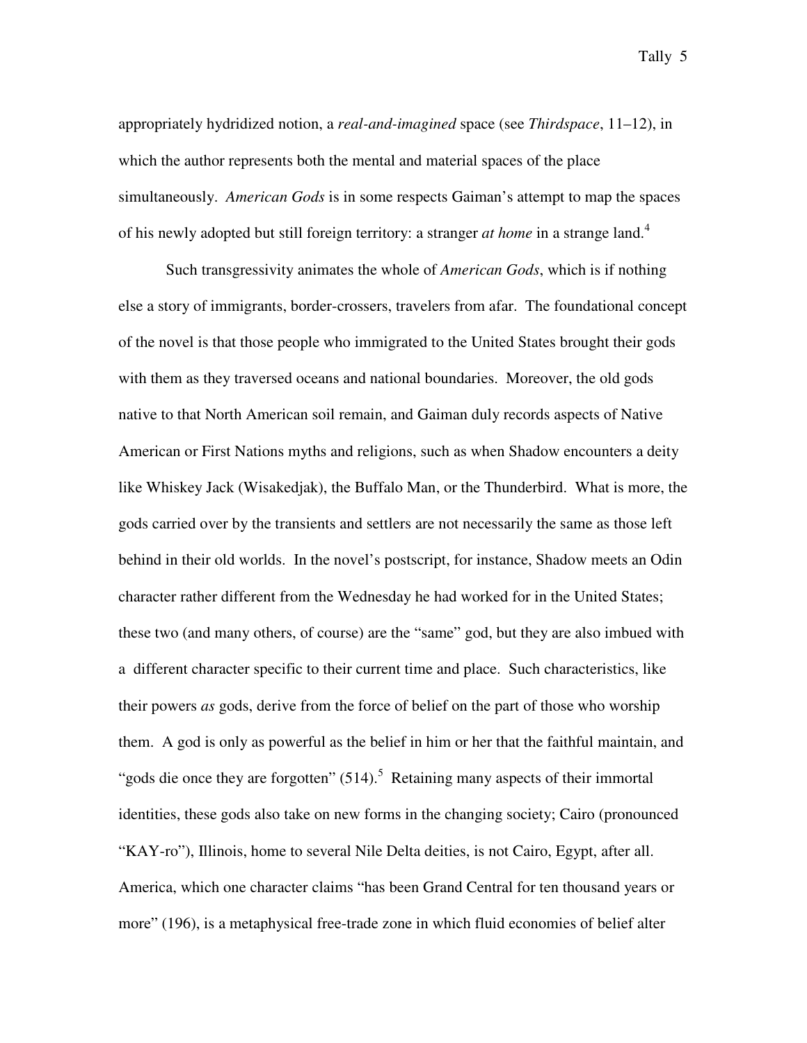appropriately hydridized notion, a *real-and-imagined* space (see *Thirdspace*, 11–12), in which the author represents both the mental and material spaces of the place simultaneously. *American Gods* is in some respects Gaiman's attempt to map the spaces of his newly adopted but still foreign territory: a stranger *at home* in a strange land.[4]

Such transgressivity animates the whole of *American Gods*, which is if nothing else a story of immigrants, border-crossers, travelers from afar. The foundational concept of the novel is that those people who immigrated to the United States brought their gods with them as they traversed oceans and national boundaries. Moreover, the old gods native to that North American soil remain, and Gaiman duly records aspects of Native American or First Nations myths and religions, such as when Shadow encounters a deity like Whiskey Jack (Wisakedjak), the Buffalo Man, or the Thunderbird. What is more, the gods carried over by the transients and settlers are not necessarily the same as those left behind in their old worlds. In the novel's postscript, for instance, Shadow meets an Odin character rather different from the Wednesday he had worked for in the United States; these two (and many others, of course) are the "same" god, but they are also imbued with a different character specific to their current time and place. Such characteristics, like their powers *as* gods, derive from the force of belief on the part of those who worship them. A god is only as powerful as the belief in him or her that the faithful maintain, and "gods die once they are forgotten" (514).[5] Retaining many aspects of their immortal identities, these gods also take on new forms in the changing society; Cairo (pronounced "KAY-ro"), Illinois, home to several Nile Delta deities, is not Cairo, Egypt, after all. America, which one character claims "has been Grand Central for ten thousand years or more" (196), is a metaphysical free-trade zone in which fluid economies of belief alter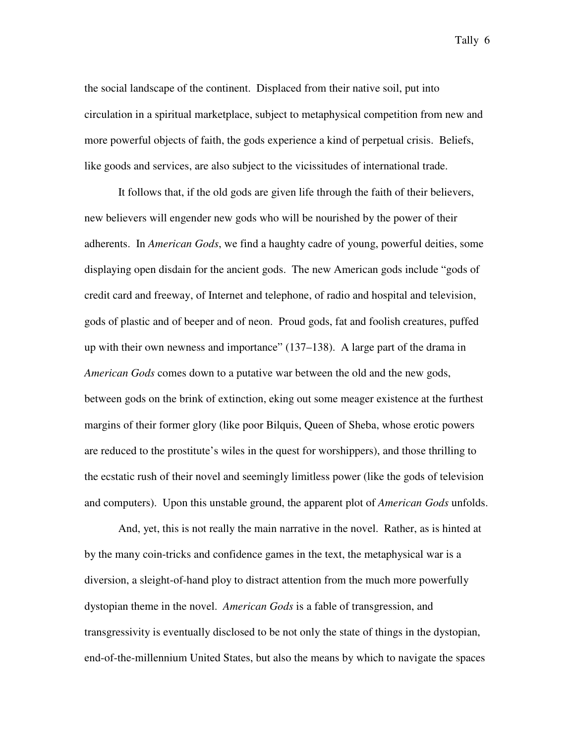the social landscape of the continent. Displaced from their native soil, put into circulation in a spiritual marketplace, subject to metaphysical competition from new and more powerful objects of faith, the gods experience a kind of perpetual crisis. Beliefs, like goods and services, are also subject to the vicissitudes of international trade.

It follows that, if the old gods are given life through the faith of their believers, new believers will engender new gods who will be nourished by the power of their adherents. In *American Gods*, we find a haughty cadre of young, powerful deities, some displaying open disdain for the ancient gods. The new American gods include "gods of credit card and freeway, of Internet and telephone, of radio and hospital and television, gods of plastic and of beeper and of neon. Proud gods, fat and foolish creatures, puffed up with their own newness and importance" (137–138). A large part of the drama in *American Gods* comes down to a putative war between the old and the new gods, between gods on the brink of extinction, eking out some meager existence at the furthest margins of their former glory (like poor Bilquis, Queen of Sheba, whose erotic powers are reduced to the prostitute's wiles in the quest for worshippers), and those thrilling to the ecstatic rush of their novel and seemingly limitless power (like the gods of television and computers). Upon this unstable ground, the apparent plot of *American Gods* unfolds.

And, yet, this is not really the main narrative in the novel. Rather, as is hinted at by the many coin-tricks and confidence games in the text, the metaphysical war is a diversion, a sleight-of-hand ploy to distract attention from the much more powerfully dystopian theme in the novel. *American Gods* is a fable of transgression, and transgressivity is eventually disclosed to be not only the state of things in the dystopian, end-of-the-millennium United States, but also the means by which to navigate the spaces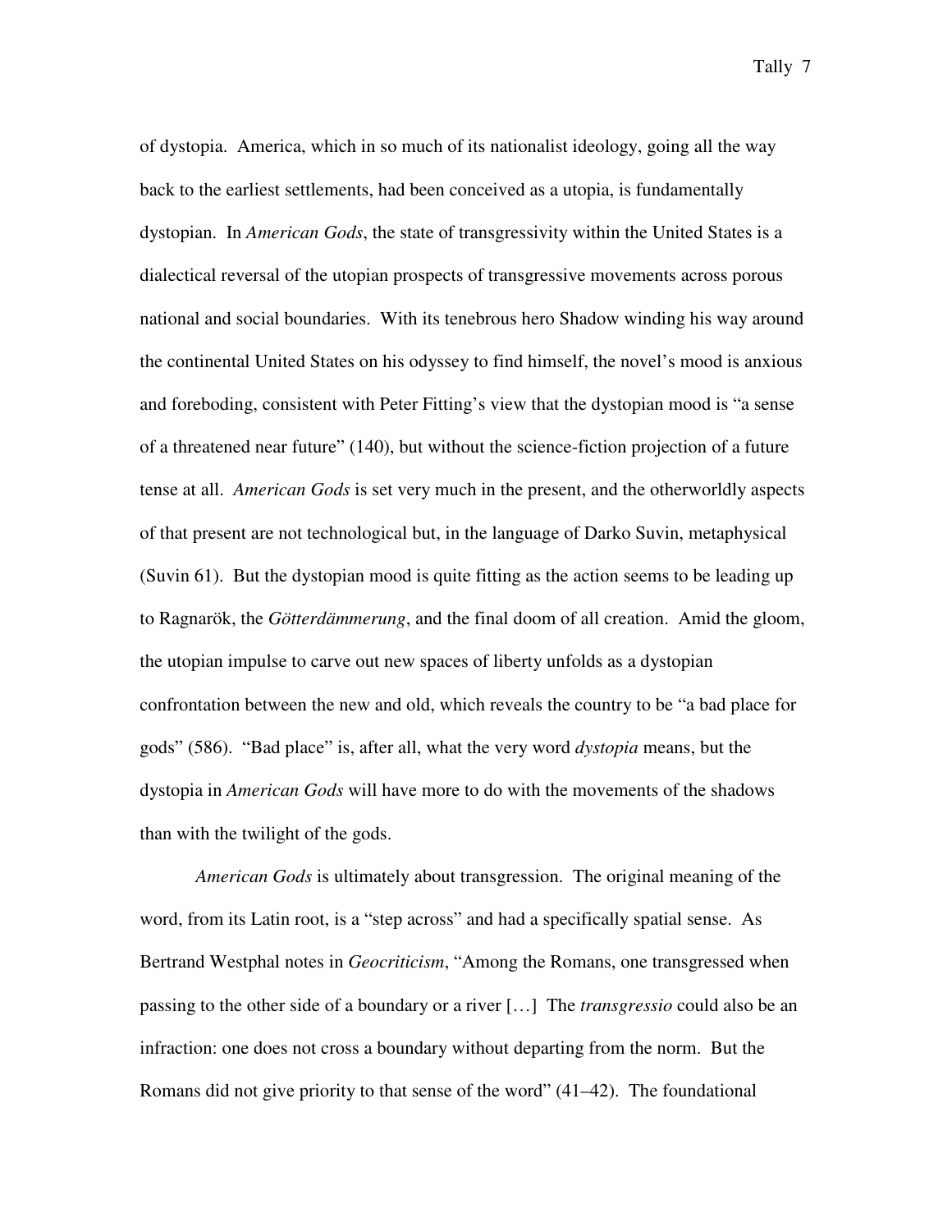of dystopia. America, which in so much of its nationalist ideology, going all the way back to the earliest settlements, had been conceived as a utopia, is fundamentally dystopian. In *American Gods*, the state of transgressivity within the United States is a dialectical reversal of the utopian prospects of transgressive movements across porous national and social boundaries. With its tenebrous hero Shadow winding his way around the continental United States on his odyssey to find himself, the novel's mood is anxious and foreboding, consistent with Peter Fitting's view that the dystopian mood is "a sense of a threatened near future" (140), but without the science-fiction projection of a future tense at all. *American Gods* is set very much in the present, and the otherworldly aspects of that present are not technological but, in the language of Darko Suvin, metaphysical (Suvin 61). But the dystopian mood is quite fitting as the action seems to be leading up to Ragnarök, the *Götterdämmerung*, and the final doom of all creation. Amid the gloom, the utopian impulse to carve out new spaces of liberty unfolds as a dystopian confrontation between the new and old, which reveals the country to be "a bad place for gods" (586). "Bad place" is, after all, what the very word *dystopia* means, but the dystopia in *American Gods* will have more to do with the movements of the shadows than with the twilight of the gods.

*American Gods* is ultimately about transgression. The original meaning of the word, from its Latin root, is a "step across" and had a specifically spatial sense. As Bertrand Westphal notes in *Geocriticism*, "Among the Romans, one transgressed when passing to the other side of a boundary or a river […] The *transgressio* could also be an infraction: one does not cross a boundary without departing from the norm. But the Romans did not give priority to that sense of the word" (41–42). The foundational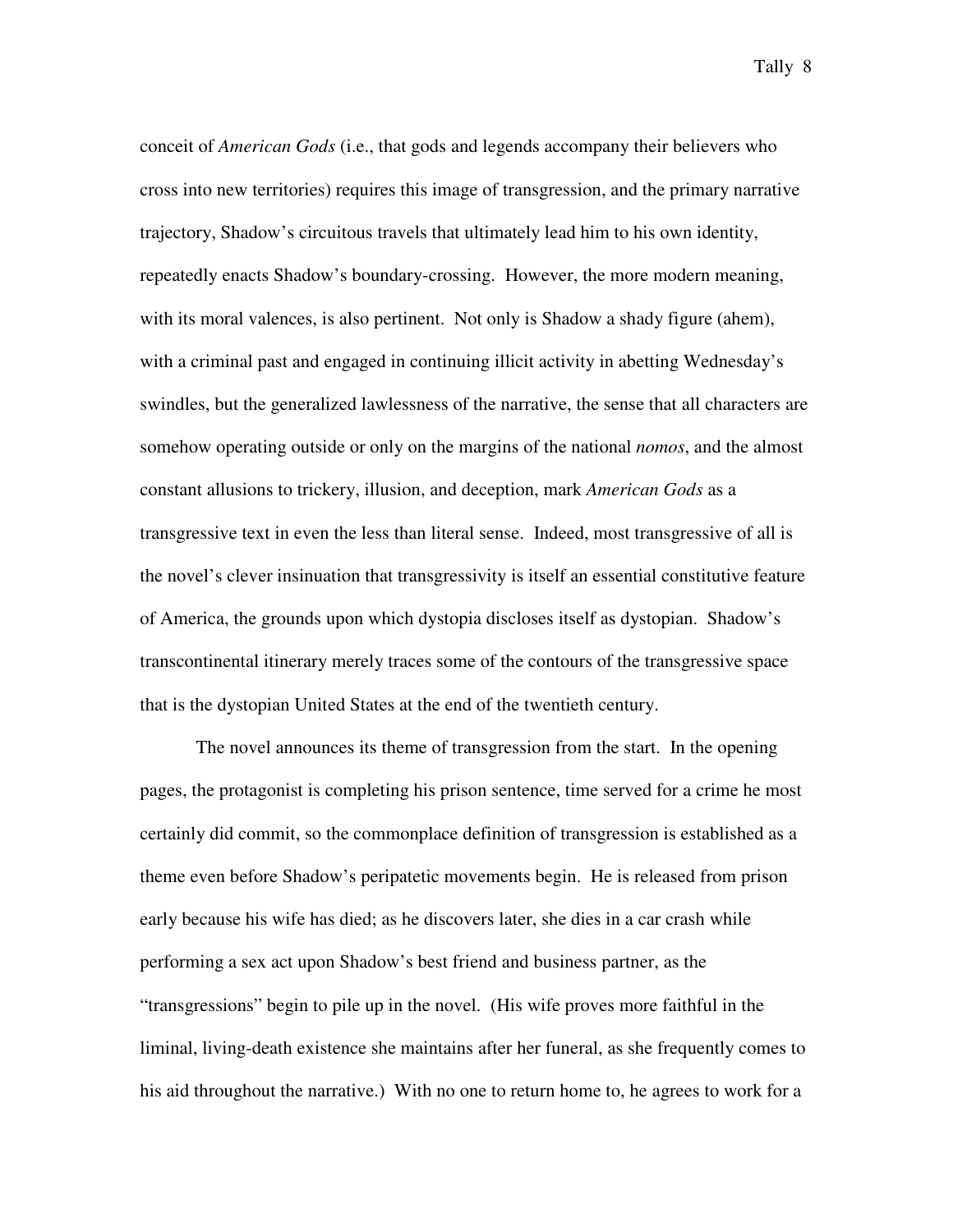conceit of *American Gods* (i.e., that gods and legends accompany their believers who cross into new territories) requires this image of transgression, and the primary narrative trajectory, Shadow's circuitous travels that ultimately lead him to his own identity, repeatedly enacts Shadow's boundary-crossing. However, the more modern meaning, with its moral valences, is also pertinent. Not only is Shadow a shady figure (ahem), with a criminal past and engaged in continuing illicit activity in abetting Wednesday's swindles, but the generalized lawlessness of the narrative, the sense that all characters are somehow operating outside or only on the margins of the national *nomos*, and the almost constant allusions to trickery, illusion, and deception, mark *American Gods* as a transgressive text in even the less than literal sense. Indeed, most transgressive of all is the novel's clever insinuation that transgressivity is itself an essential constitutive feature of America, the grounds upon which dystopia discloses itself as dystopian. Shadow's transcontinental itinerary merely traces some of the contours of the transgressive space that is the dystopian United States at the end of the twentieth century.

The novel announces its theme of transgression from the start. In the opening pages, the protagonist is completing his prison sentence, time served for a crime he most certainly did commit, so the commonplace definition of transgression is established as a theme even before Shadow's peripatetic movements begin. He is released from prison early because his wife has died; as he discovers later, she dies in a car crash while performing a sex act upon Shadow's best friend and business partner, as the "transgressions" begin to pile up in the novel. (His wife proves more faithful in the liminal, living-death existence she maintains after her funeral, as she frequently comes to his aid throughout the narrative.) With no one to return home to, he agrees to work for a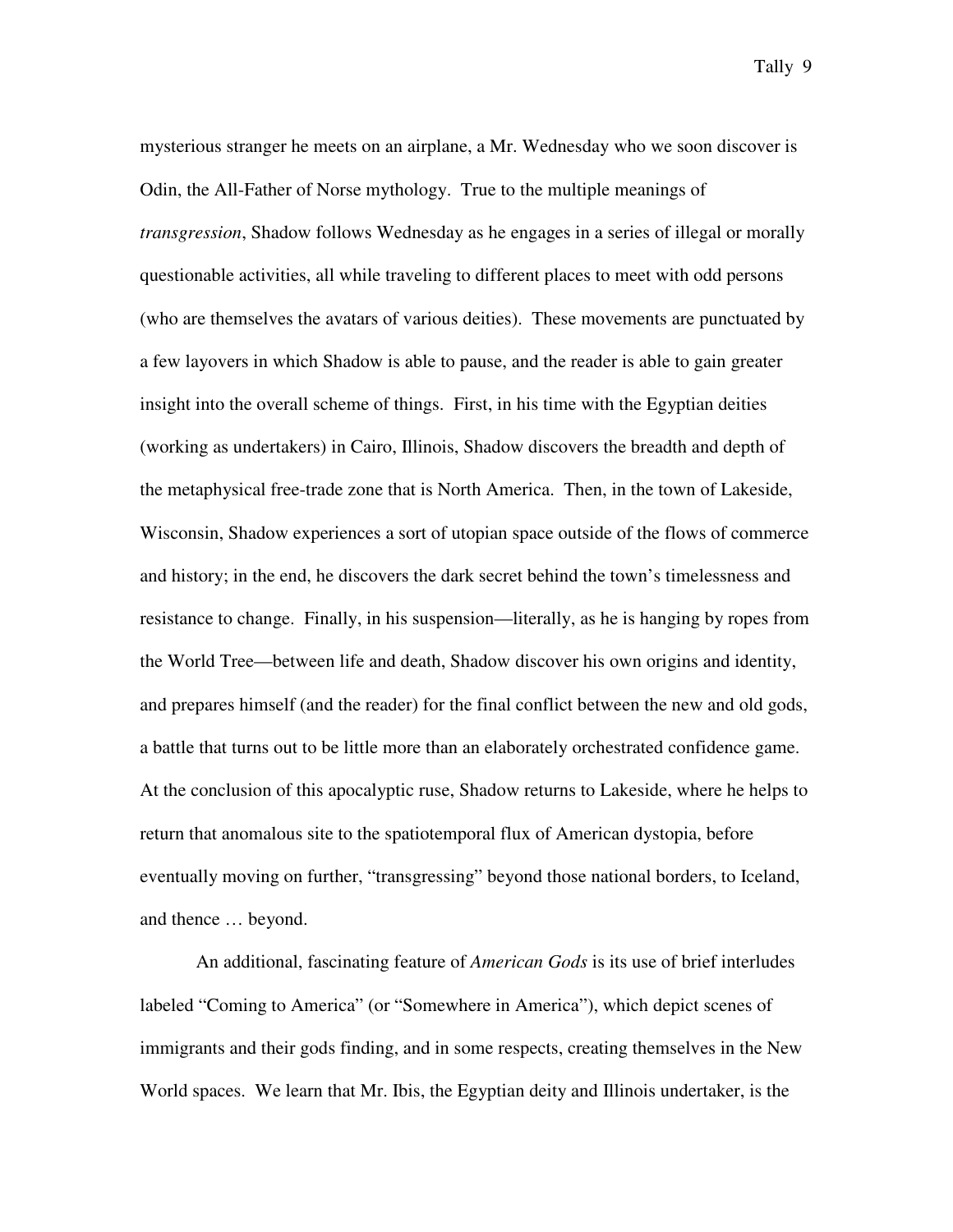mysterious stranger he meets on an airplane, a Mr. Wednesday who we soon discover is Odin, the All-Father of Norse mythology. True to the multiple meanings of *transgression*, Shadow follows Wednesday as he engages in a series of illegal or morally questionable activities, all while traveling to different places to meet with odd persons (who are themselves the avatars of various deities). These movements are punctuated by a few layovers in which Shadow is able to pause, and the reader is able to gain greater insight into the overall scheme of things. First, in his time with the Egyptian deities (working as undertakers) in Cairo, Illinois, Shadow discovers the breadth and depth of the metaphysical free-trade zone that is North America. Then, in the town of Lakeside, Wisconsin, Shadow experiences a sort of utopian space outside of the flows of commerce and history; in the end, he discovers the dark secret behind the town's timelessness and resistance to change. Finally, in his suspension—literally, as he is hanging by ropes from the World Tree—between life and death, Shadow discover his own origins and identity, and prepares himself (and the reader) for the final conflict between the new and old gods, a battle that turns out to be little more than an elaborately orchestrated confidence game. At the conclusion of this apocalyptic ruse, Shadow returns to Lakeside, where he helps to return that anomalous site to the spatiotemporal flux of American dystopia, before eventually moving on further, "transgressing" beyond those national borders, to Iceland, and thence … beyond.

An additional, fascinating feature of *American Gods* is its use of brief interludes labeled "Coming to America" (or "Somewhere in America"), which depict scenes of immigrants and their gods finding, and in some respects, creating themselves in the New World spaces. We learn that Mr. Ibis, the Egyptian deity and Illinois undertaker, is the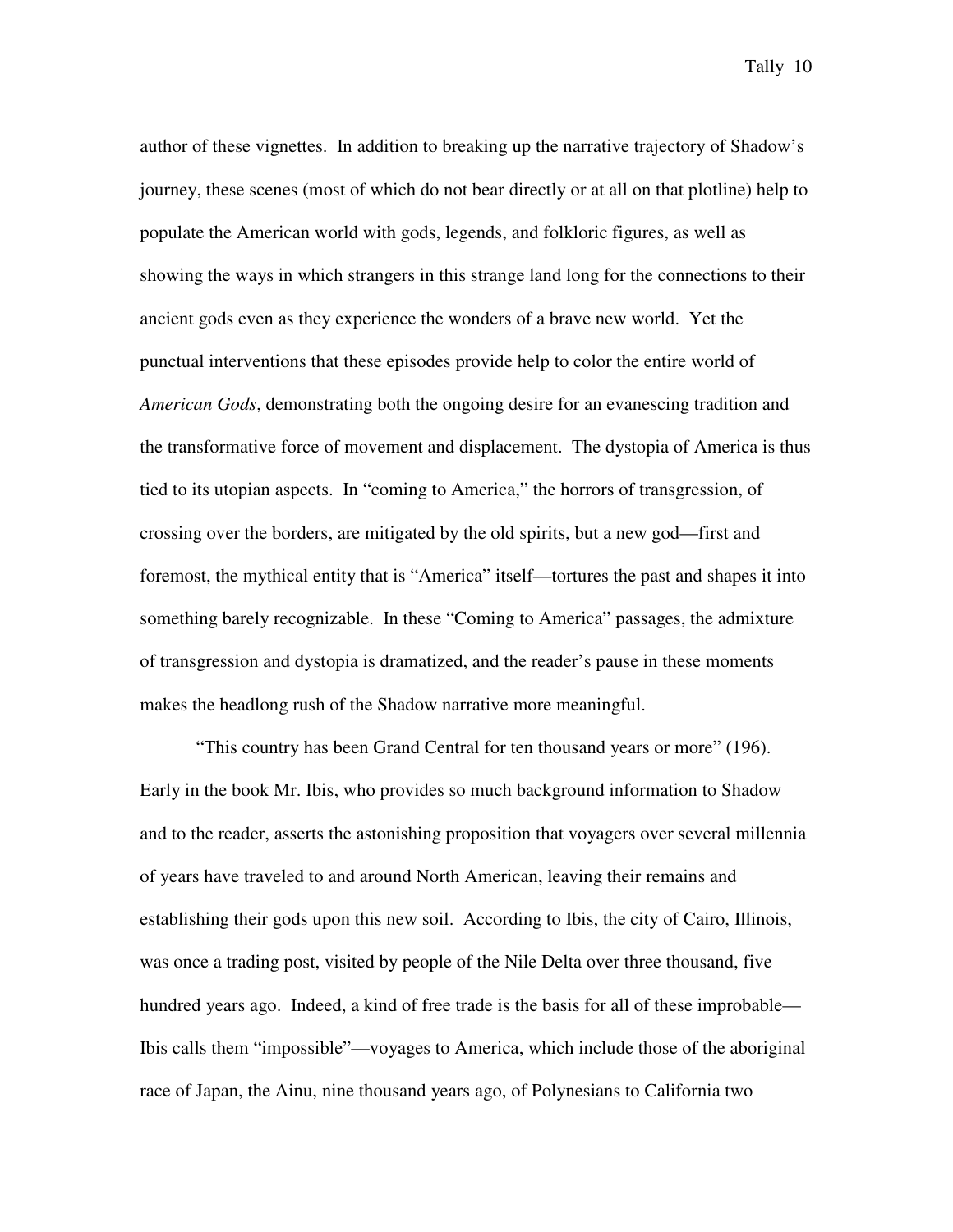author of these vignettes. In addition to breaking up the narrative trajectory of Shadow's journey, these scenes (most of which do not bear directly or at all on that plotline) help to populate the American world with gods, legends, and folkloric figures, as well as showing the ways in which strangers in this strange land long for the connections to their ancient gods even as they experience the wonders of a brave new world. Yet the punctual interventions that these episodes provide help to color the entire world of *American Gods*, demonstrating both the ongoing desire for an evanescing tradition and the transformative force of movement and displacement. The dystopia of America is thus tied to its utopian aspects. In "coming to America," the horrors of transgression, of crossing over the borders, are mitigated by the old spirits, but a new god—first and foremost, the mythical entity that is "America" itself—tortures the past and shapes it into something barely recognizable. In these "Coming to America" passages, the admixture of transgression and dystopia is dramatized, and the reader's pause in these moments makes the headlong rush of the Shadow narrative more meaningful.

"This country has been Grand Central for ten thousand years or more" (196). Early in the book Mr. Ibis, who provides so much background information to Shadow and to the reader, asserts the astonishing proposition that voyagers over several millennia of years have traveled to and around North American, leaving their remains and establishing their gods upon this new soil. According to Ibis, the city of Cairo, Illinois, was once a trading post, visited by people of the Nile Delta over three thousand, five hundred years ago. Indeed, a kind of free trade is the basis for all of these improbable—Ibis calls them "impossible"—voyages to America, which include those of the aboriginal race of Japan, the Ainu, nine thousand years ago, of Polynesians to California two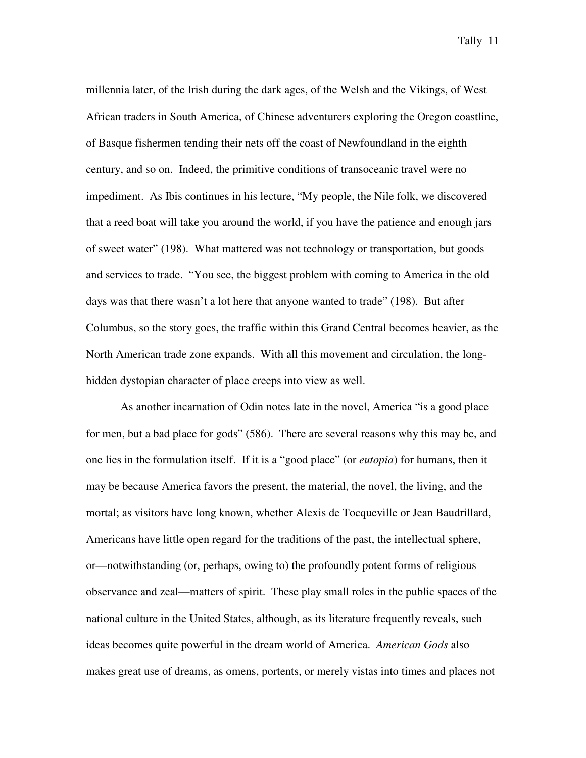millennia later, of the Irish during the dark ages, of the Welsh and the Vikings, of West African traders in South America, of Chinese adventurers exploring the Oregon coastline, of Basque fishermen tending their nets off the coast of Newfoundland in the eighth century, and so on. Indeed, the primitive conditions of transoceanic travel were no impediment. As Ibis continues in his lecture, "My people, the Nile folk, we discovered that a reed boat will take you around the world, if you have the patience and enough jars of sweet water" (198). What mattered was not technology or transportation, but goods and services to trade. "You see, the biggest problem with coming to America in the old days was that there wasn't a lot here that anyone wanted to trade" (198). But after Columbus, so the story goes, the traffic within this Grand Central becomes heavier, as the North American trade zone expands. With all this movement and circulation, the long-hidden dystopian character of place creeps into view as well.

As another incarnation of Odin notes late in the novel, America "is a good place for men, but a bad place for gods" (586). There are several reasons why this may be, and one lies in the formulation itself. If it is a "good place" (or *eutopia*) for humans, then it may be because America favors the present, the material, the novel, the living, and the mortal; as visitors have long known, whether Alexis de Tocqueville or Jean Baudrillard, Americans have little open regard for the traditions of the past, the intellectual sphere, or—notwithstanding (or, perhaps, owing to) the profoundly potent forms of religious observance and zeal—matters of spirit. These play small roles in the public spaces of the national culture in the United States, although, as its literature frequently reveals, such ideas becomes quite powerful in the dream world of America. *American Gods* also makes great use of dreams, as omens, portents, or merely vistas into times and places not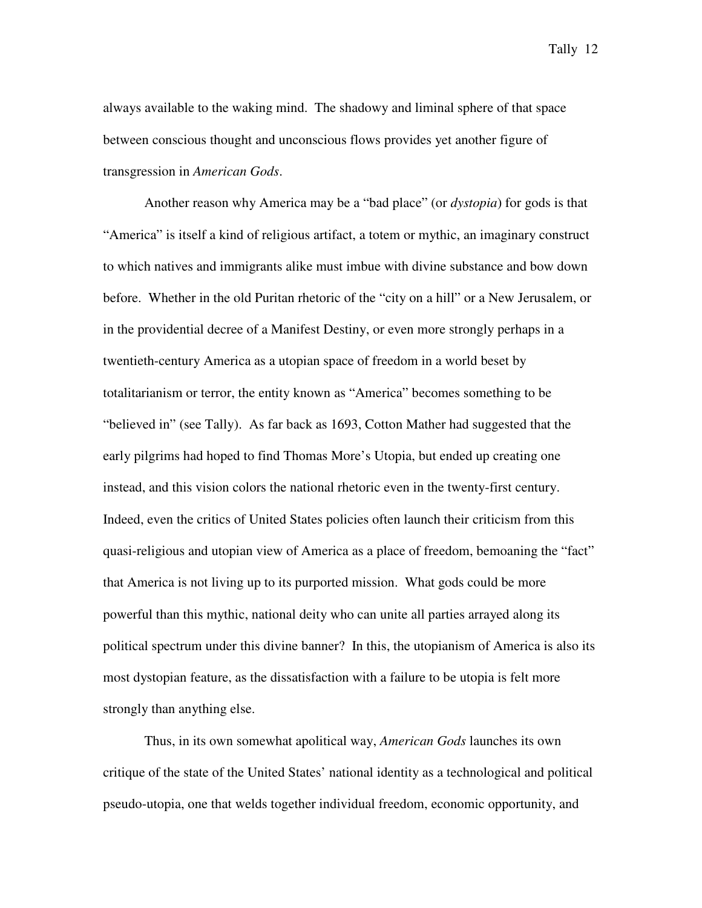always available to the waking mind. The shadowy and liminal sphere of that space between conscious thought and unconscious flows provides yet another figure of transgression in *American Gods*.

Another reason why America may be a "bad place" (or *dystopia*) for gods is that "America" is itself a kind of religious artifact, a totem or mythic, an imaginary construct to which natives and immigrants alike must imbue with divine substance and bow down before. Whether in the old Puritan rhetoric of the "city on a hill" or a New Jerusalem, or in the providential decree of a Manifest Destiny, or even more strongly perhaps in a twentieth-century America as a utopian space of freedom in a world beset by totalitarianism or terror, the entity known as "America" becomes something to be "believed in" (see Tally). As far back as 1693, Cotton Mather had suggested that the early pilgrims had hoped to find Thomas More's Utopia, but ended up creating one instead, and this vision colors the national rhetoric even in the twenty-first century. Indeed, even the critics of United States policies often launch their criticism from this quasi-religious and utopian view of America as a place of freedom, bemoaning the "fact" that America is not living up to its purported mission. What gods could be more powerful than this mythic, national deity who can unite all parties arrayed along its political spectrum under this divine banner? In this, the utopianism of America is also its most dystopian feature, as the dissatisfaction with a failure to be utopia is felt more strongly than anything else.

Thus, in its own somewhat apolitical way, *American Gods* launches its own critique of the state of the United States' national identity as a technological and political pseudo-utopia, one that welds together individual freedom, economic opportunity, and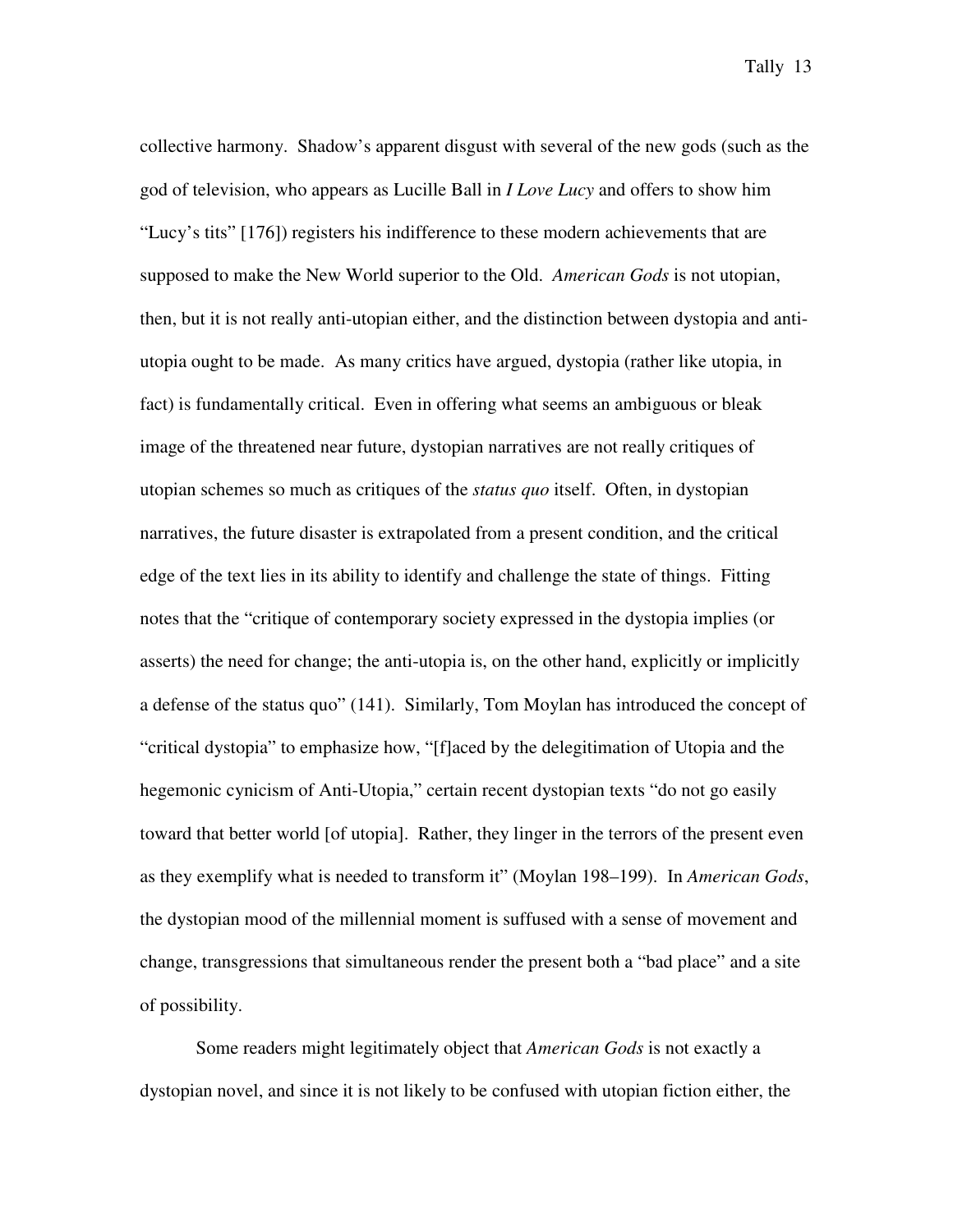collective harmony. Shadow's apparent disgust with several of the new gods (such as the god of television, who appears as Lucille Ball in *I Love Lucy* and offers to show him "Lucy's tits" [176]) registers his indifference to these modern achievements that are supposed to make the New World superior to the Old. *American Gods* is not utopian, then, but it is not really anti-utopian either, and the distinction between dystopia and anti-utopia ought to be made. As many critics have argued, dystopia (rather like utopia, in fact) is fundamentally critical. Even in offering what seems an ambiguous or bleak image of the threatened near future, dystopian narratives are not really critiques of utopian schemes so much as critiques of the *status quo* itself. Often, in dystopian narratives, the future disaster is extrapolated from a present condition, and the critical edge of the text lies in its ability to identify and challenge the state of things. Fitting notes that the "critique of contemporary society expressed in the dystopia implies (or asserts) the need for change; the anti-utopia is, on the other hand, explicitly or implicitly a defense of the status quo" (141). Similarly, Tom Moylan has introduced the concept of "critical dystopia" to emphasize how, "[f]aced by the delegitimation of Utopia and the hegemonic cynicism of Anti-Utopia," certain recent dystopian texts "do not go easily toward that better world [of utopia]. Rather, they linger in the terrors of the present even as they exemplify what is needed to transform it" (Moylan 198–199). In *American Gods*, the dystopian mood of the millennial moment is suffused with a sense of movement and change, transgressions that simultaneous render the present both a "bad place" and a site of possibility.

Some readers might legitimately object that *American Gods* is not exactly a dystopian novel, and since it is not likely to be confused with utopian fiction either, the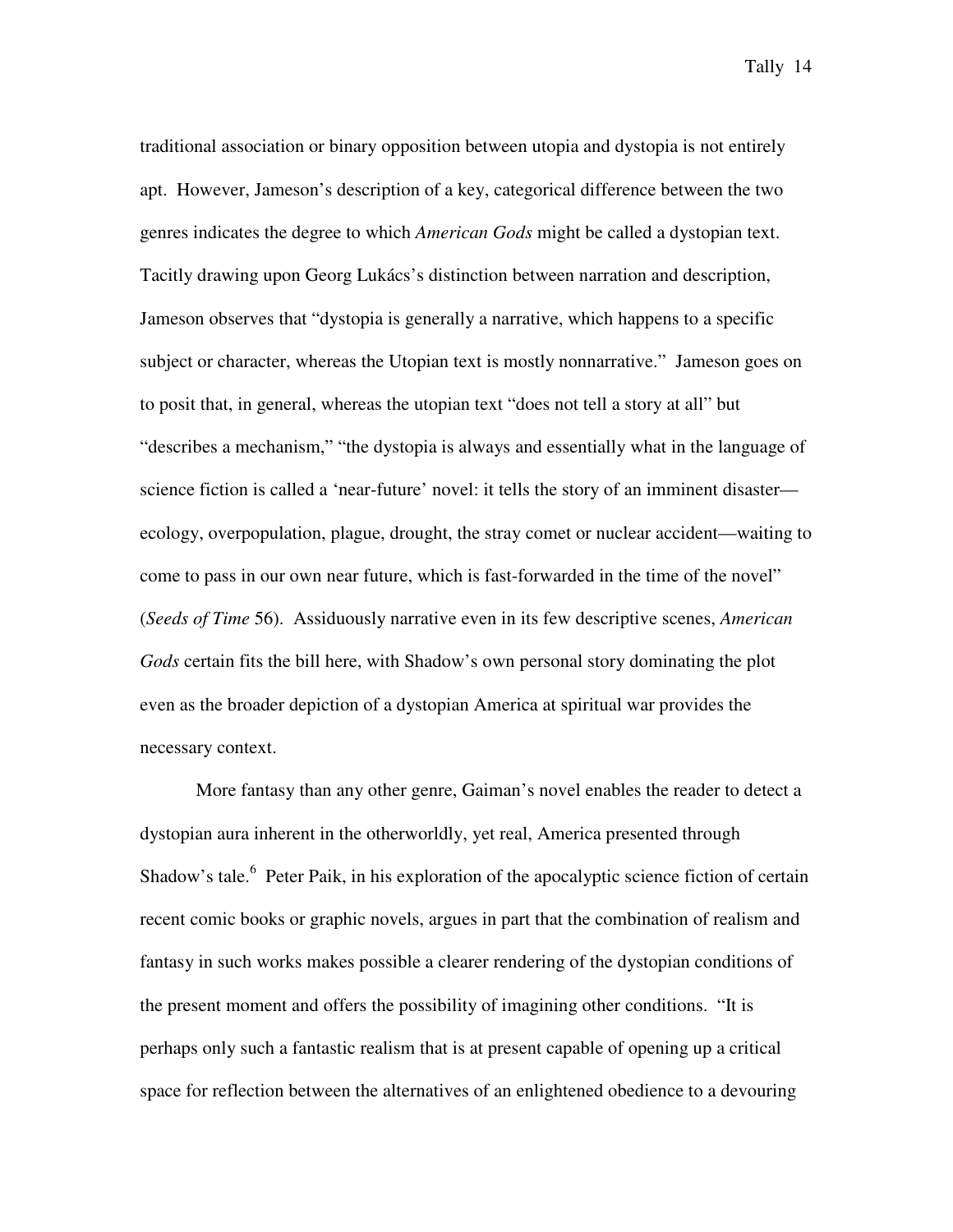traditional association or binary opposition between utopia and dystopia is not entirely apt. However, Jameson's description of a key, categorical difference between the two genres indicates the degree to which *American Gods* might be called a dystopian text. Tacitly drawing upon Georg Lukács's distinction between narration and description, Jameson observes that "dystopia is generally a narrative, which happens to a specific subject or character, whereas the Utopian text is mostly nonnarrative." Jameson goes on to posit that, in general, whereas the utopian text "does not tell a story at all" but "describes a mechanism," "the dystopia is always and essentially what in the language of science fiction is called a 'near-future' novel: it tells the story of an imminent disaster—ecology, overpopulation, plague, drought, the stray comet or nuclear accident—waiting to come to pass in our own near future, which is fast-forwarded in the time of the novel" (*Seeds of Time* 56). Assiduously narrative even in its few descriptive scenes, *American Gods* certain fits the bill here, with Shadow's own personal story dominating the plot even as the broader depiction of a dystopian America at spiritual war provides the necessary context.

More fantasy than any other genre, Gaiman's novel enables the reader to detect a dystopian aura inherent in the otherworldly, yet real, America presented through Shadow's tale.[6] Peter Paik, in his exploration of the apocalyptic science fiction of certain recent comic books or graphic novels, argues in part that the combination of realism and fantasy in such works makes possible a clearer rendering of the dystopian conditions of the present moment and offers the possibility of imagining other conditions. "It is perhaps only such a fantastic realism that is at present capable of opening up a critical space for reflection between the alternatives of an enlightened obedience to a devouring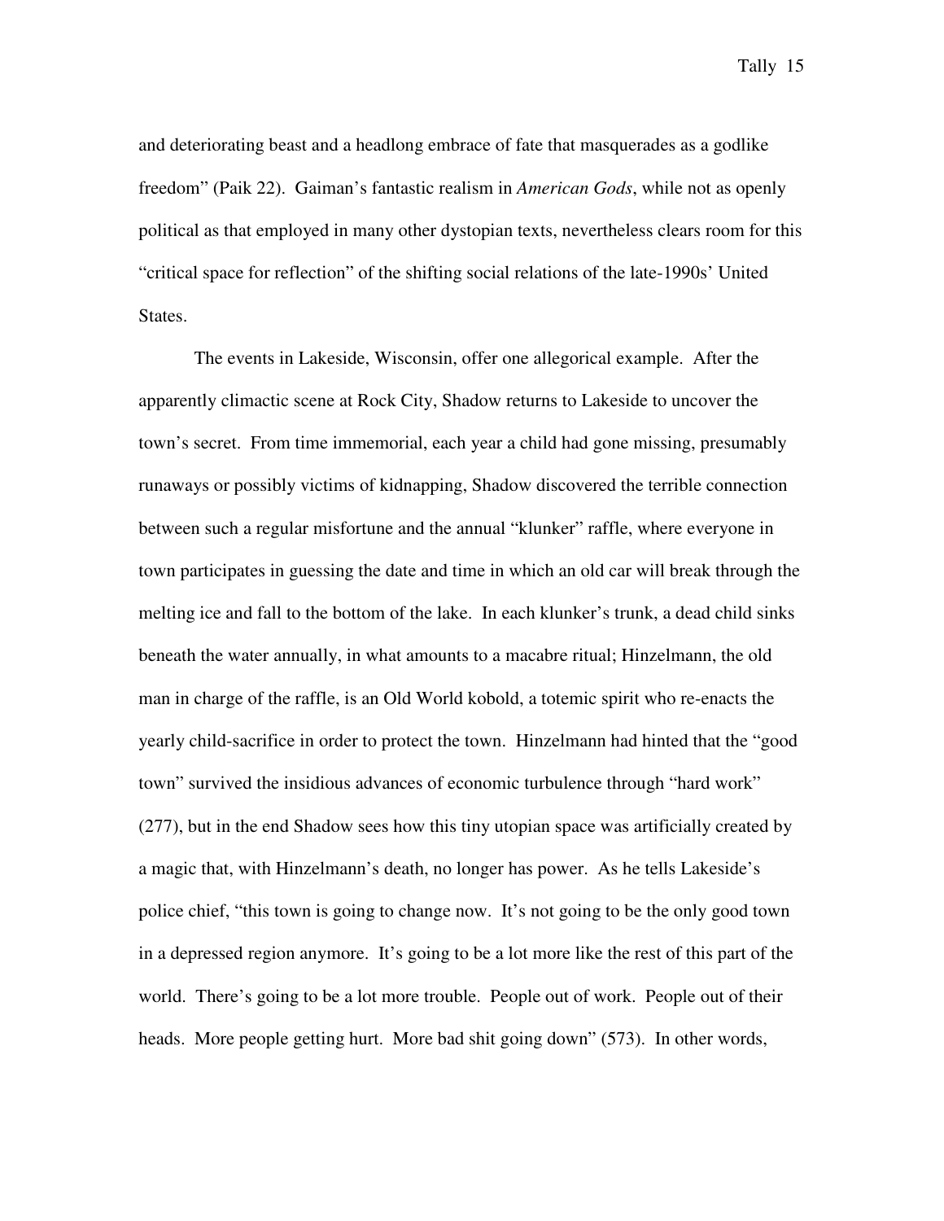and deteriorating beast and a headlong embrace of fate that masquerades as a godlike freedom" (Paik 22). Gaiman's fantastic realism in *American Gods*, while not as openly political as that employed in many other dystopian texts, nevertheless clears room for this "critical space for reflection" of the shifting social relations of the late-1990s' United States.

The events in Lakeside, Wisconsin, offer one allegorical example. After the apparently climactic scene at Rock City, Shadow returns to Lakeside to uncover the town's secret. From time immemorial, each year a child had gone missing, presumably runaways or possibly victims of kidnapping, Shadow discovered the terrible connection between such a regular misfortune and the annual "klunker" raffle, where everyone in town participates in guessing the date and time in which an old car will break through the melting ice and fall to the bottom of the lake. In each klunker's trunk, a dead child sinks beneath the water annually, in what amounts to a macabre ritual; Hinzelmann, the old man in charge of the raffle, is an Old World kobold, a totemic spirit who re-enacts the yearly child-sacrifice in order to protect the town. Hinzelmann had hinted that the "good town" survived the insidious advances of economic turbulence through "hard work" (277), but in the end Shadow sees how this tiny utopian space was artificially created by a magic that, with Hinzelmann's death, no longer has power. As he tells Lakeside's police chief, "this town is going to change now. It's not going to be the only good town in a depressed region anymore. It's going to be a lot more like the rest of this part of the world. There's going to be a lot more trouble. People out of work. People out of their heads. More people getting hurt. More bad shit going down" (573). In other words,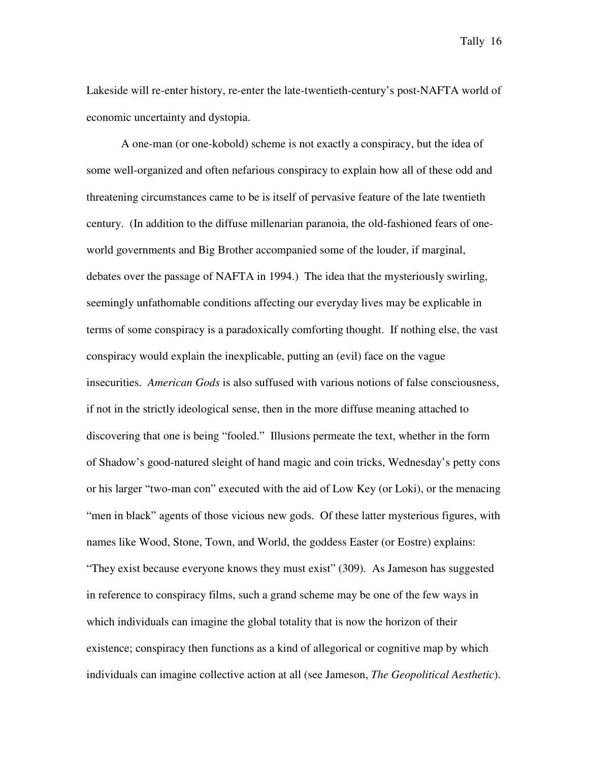Lakeside will re-enter history, re-enter the late-twentieth-century's post-NAFTA world of economic uncertainty and dystopia.

A one-man (or one-kobold) scheme is not exactly a conspiracy, but the idea of some well-organized and often nefarious conspiracy to explain how all of these odd and threatening circumstances came to be is itself of pervasive feature of the late twentieth century. (In addition to the diffuse millenarian paranoia, the old-fashioned fears of one-world governments and Big Brother accompanied some of the louder, if marginal, debates over the passage of NAFTA in 1994.) The idea that the mysteriously swirling, seemingly unfathomable conditions affecting our everyday lives may be explicable in terms of some conspiracy is a paradoxically comforting thought. If nothing else, the vast conspiracy would explain the inexplicable, putting an (evil) face on the vague insecurities. *American Gods* is also suffused with various notions of false consciousness, if not in the strictly ideological sense, then in the more diffuse meaning attached to discovering that one is being "fooled." Illusions permeate the text, whether in the form of Shadow's good-natured sleight of hand magic and coin tricks, Wednesday's petty cons or his larger "two-man con" executed with the aid of Low Key (or Loki), or the menacing "men in black" agents of those vicious new gods. Of these latter mysterious figures, with names like Wood, Stone, Town, and World, the goddess Easter (or Eostre) explains: "They exist because everyone knows they must exist" (309). As Jameson has suggested in reference to conspiracy films, such a grand scheme may be one of the few ways in which individuals can imagine the global totality that is now the horizon of their existence; conspiracy then functions as a kind of allegorical or cognitive map by which individuals can imagine collective action at all (see Jameson, *The Geopolitical Aesthetic*).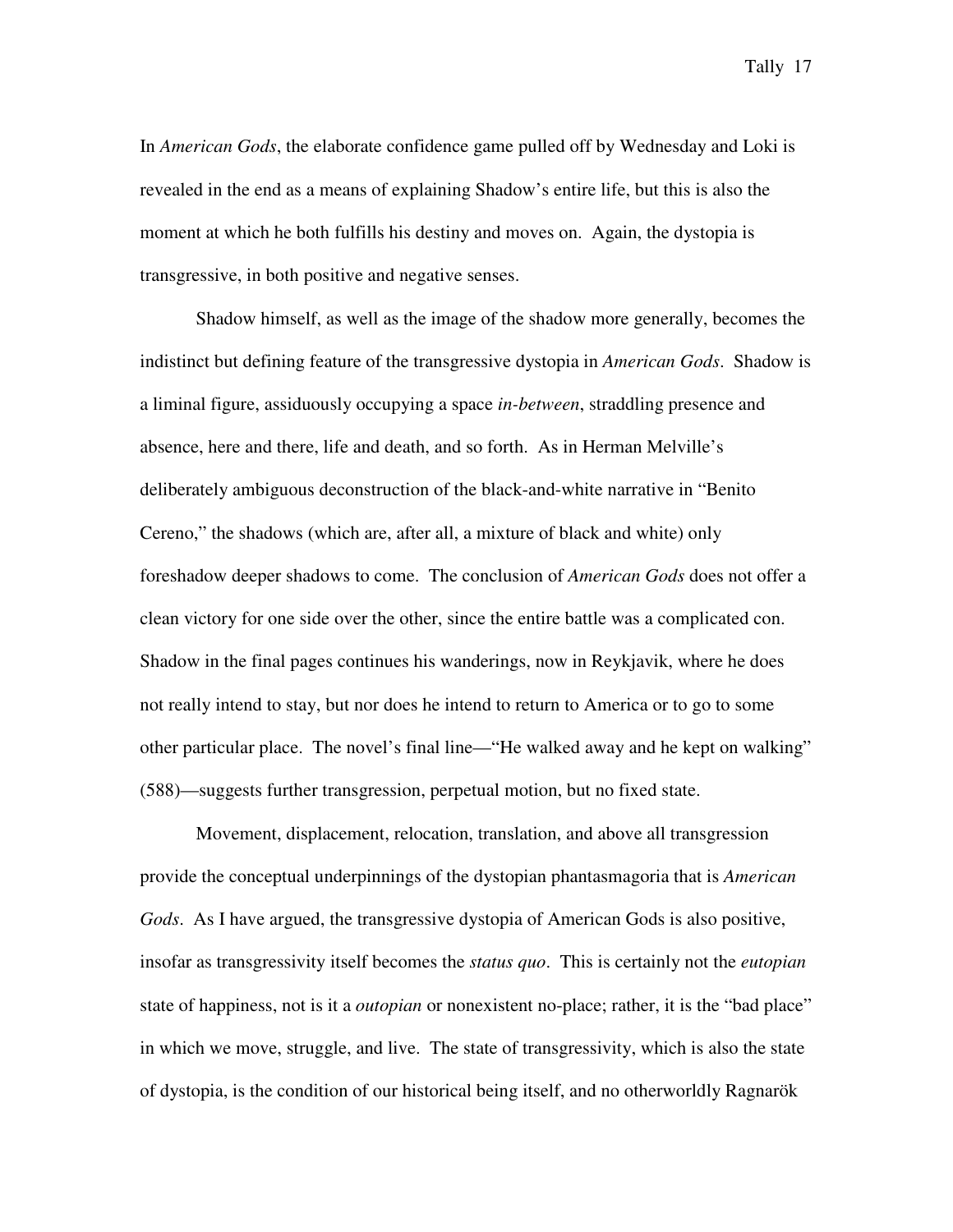In *American Gods*, the elaborate confidence game pulled off by Wednesday and Loki is revealed in the end as a means of explaining Shadow's entire life, but this is also the moment at which he both fulfills his destiny and moves on. Again, the dystopia is transgressive, in both positive and negative senses.

Shadow himself, as well as the image of the shadow more generally, becomes the indistinct but defining feature of the transgressive dystopia in *American Gods*. Shadow is a liminal figure, assiduously occupying a space *in-between*, straddling presence and absence, here and there, life and death, and so forth. As in Herman Melville's deliberately ambiguous deconstruction of the black-and-white narrative in "Benito Cereno," the shadows (which are, after all, a mixture of black and white) only foreshadow deeper shadows to come. The conclusion of *American Gods* does not offer a clean victory for one side over the other, since the entire battle was a complicated con. Shadow in the final pages continues his wanderings, now in Reykjavik, where he does not really intend to stay, but nor does he intend to return to America or to go to some other particular place. The novel's final line—"He walked away and he kept on walking" (588)—suggests further transgression, perpetual motion, but no fixed state.

Movement, displacement, relocation, translation, and above all transgression provide the conceptual underpinnings of the dystopian phantasmagoria that is *American Gods*. As I have argued, the transgressive dystopia of American Gods is also positive, insofar as transgressivity itself becomes the *status quo*. This is certainly not the *eutopian* state of happiness, not is it a *outopian* or nonexistent no-place; rather, it is the "bad place" in which we move, struggle, and live. The state of transgressivity, which is also the state of dystopia, is the condition of our historical being itself, and no otherworldly Ragnarök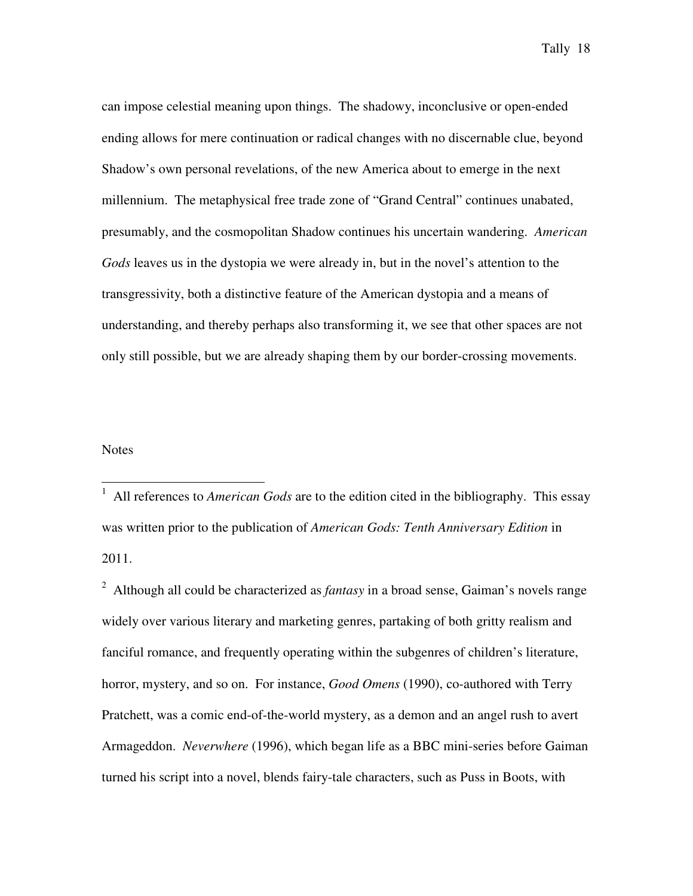can impose celestial meaning upon things. The shadowy, inconclusive or open-ended ending allows for mere continuation or radical changes with no discernable clue, beyond Shadow's own personal revelations, of the new America about to emerge in the next millennium. The metaphysical free trade zone of "Grand Central" continues unabated, presumably, and the cosmopolitan Shadow continues his uncertain wandering. *American Gods* leaves us in the dystopia we were already in, but in the novel's attention to the transgressivity, both a distinctive feature of the American dystopia and a means of understanding, and thereby perhaps also transforming it, we see that other spaces are not only still possible, but we are already shaping them by our border-crossing movements.

Notes

---

[1] All references to *American Gods* are to the edition cited in the bibliography. This essay was written prior to the publication of *American Gods: Tenth Anniversary Edition* in 2011.

[2] Although all could be characterized as *fantasy* in a broad sense, Gaiman's novels range widely over various literary and marketing genres, partaking of both gritty realism and fanciful romance, and frequently operating within the subgenres of children's literature, horror, mystery, and so on. For instance, *Good Omens* (1990), co-authored with Terry Pratchett, was a comic end-of-the-world mystery, as a demon and an angel rush to avert Armageddon. *Neverwhere* (1996), which began life as a BBC mini-series before Gaiman turned his script into a novel, blends fairy-tale characters, such as Puss in Boots, with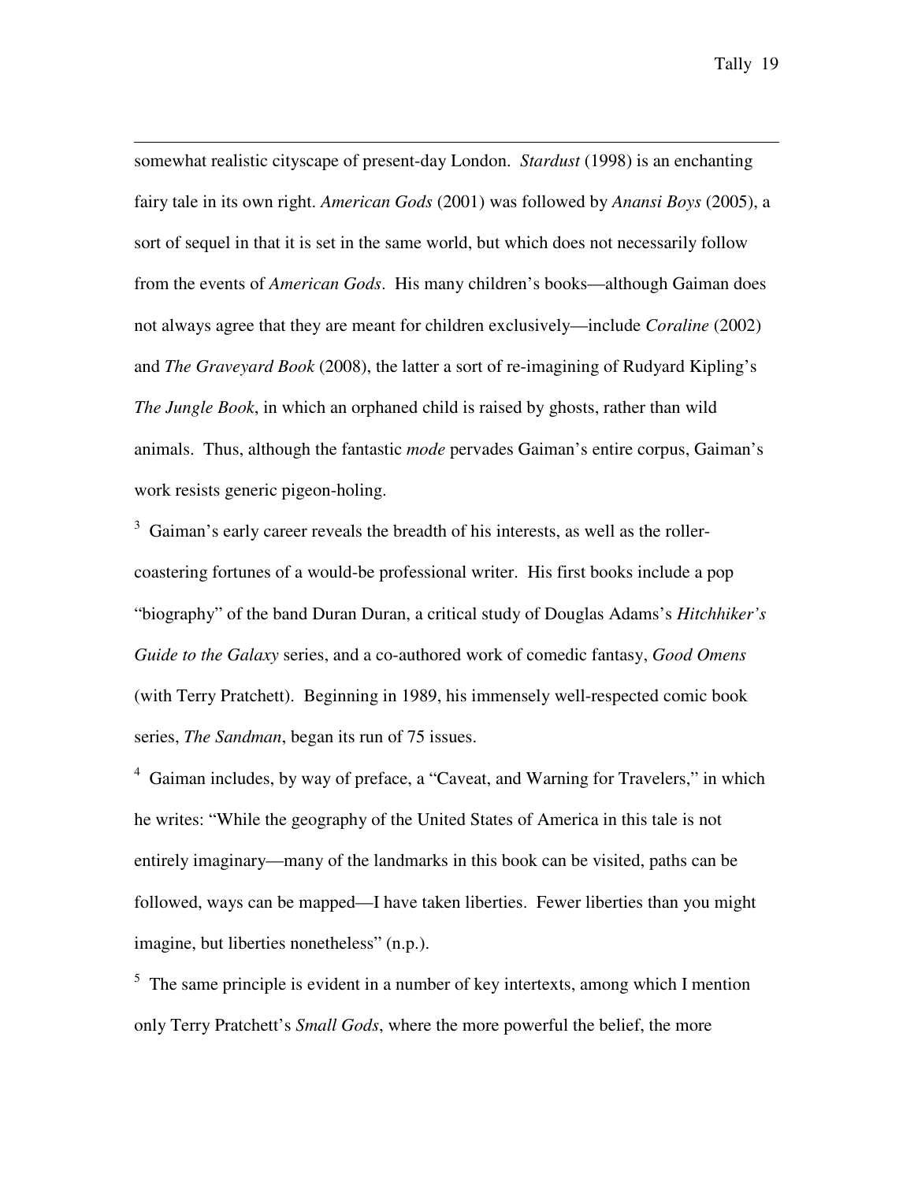somewhat realistic cityscape of present-day London. *Stardust* (1998) is an enchanting fairy tale in its own right. *American Gods* (2001) was followed by *Anansi Boys* (2005), a sort of sequel in that it is set in the same world, but which does not necessarily follow from the events of *American Gods*. His many children's books—although Gaiman does not always agree that they are meant for children exclusively—include *Coraline* (2002) and *The Graveyard Book* (2008), the latter a sort of re-imagining of Rudyard Kipling's *The Jungle Book*, in which an orphaned child is raised by ghosts, rather than wild animals. Thus, although the fantastic *mode* pervades Gaiman's entire corpus, Gaiman's work resists generic pigeon-holing.

[3] Gaiman's early career reveals the breadth of his interests, as well as the roller-coastering fortunes of a would-be professional writer. His first books include a pop "biography" of the band Duran Duran, a critical study of Douglas Adams's *Hitchhiker's Guide to the Galaxy* series, and a co-authored work of comedic fantasy, *Good Omens* (with Terry Pratchett). Beginning in 1989, his immensely well-respected comic book series, *The Sandman*, began its run of 75 issues.

[4] Gaiman includes, by way of preface, a "Caveat, and Warning for Travelers," in which he writes: "While the geography of the United States of America in this tale is not entirely imaginary—many of the landmarks in this book can be visited, paths can be followed, ways can be mapped—I have taken liberties. Fewer liberties than you might imagine, but liberties nonetheless" (n.p.).

[5] The same principle is evident in a number of key intertexts, among which I mention only Terry Pratchett's *Small Gods*, where the more powerful the belief, the more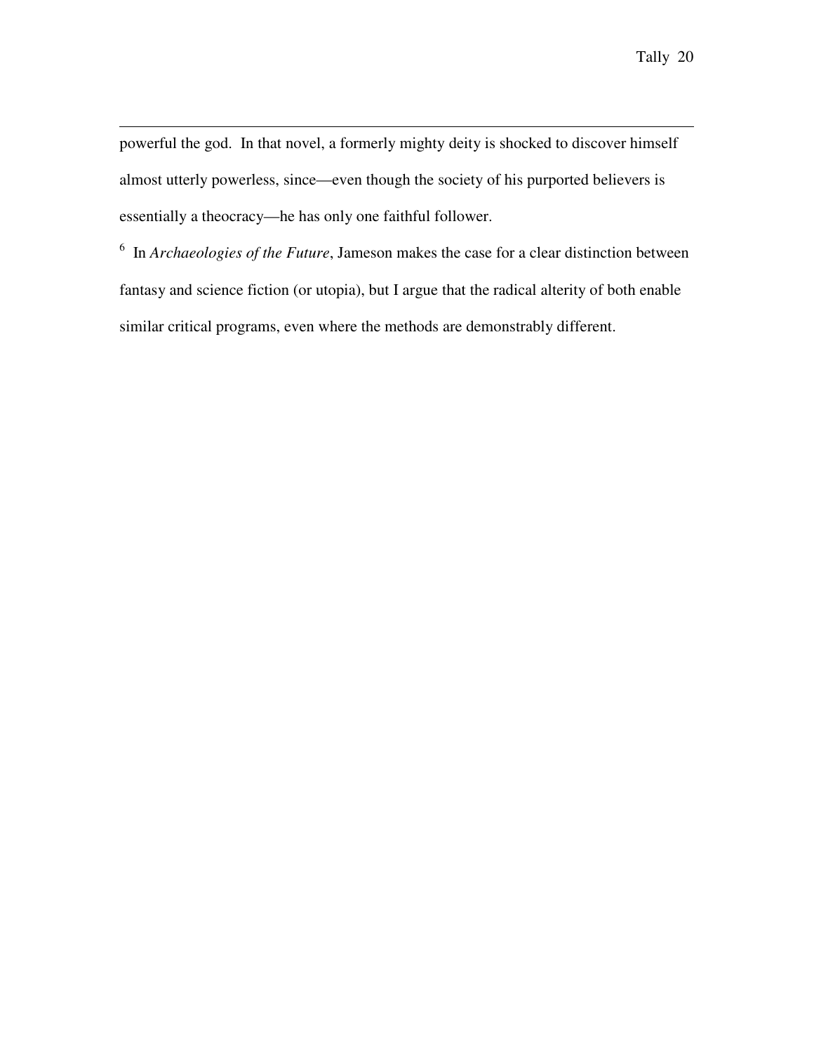powerful the god. In that novel, a formerly mighty deity is shocked to discover himself almost utterly powerless, since—even though the society of his purported believers is essentially a theocracy—he has only one faithful follower.

[6] In *Archaeologies of the Future*, Jameson makes the case for a clear distinction between fantasy and science fiction (or utopia), but I argue that the radical alterity of both enable similar critical programs, even where the methods are demonstrably different.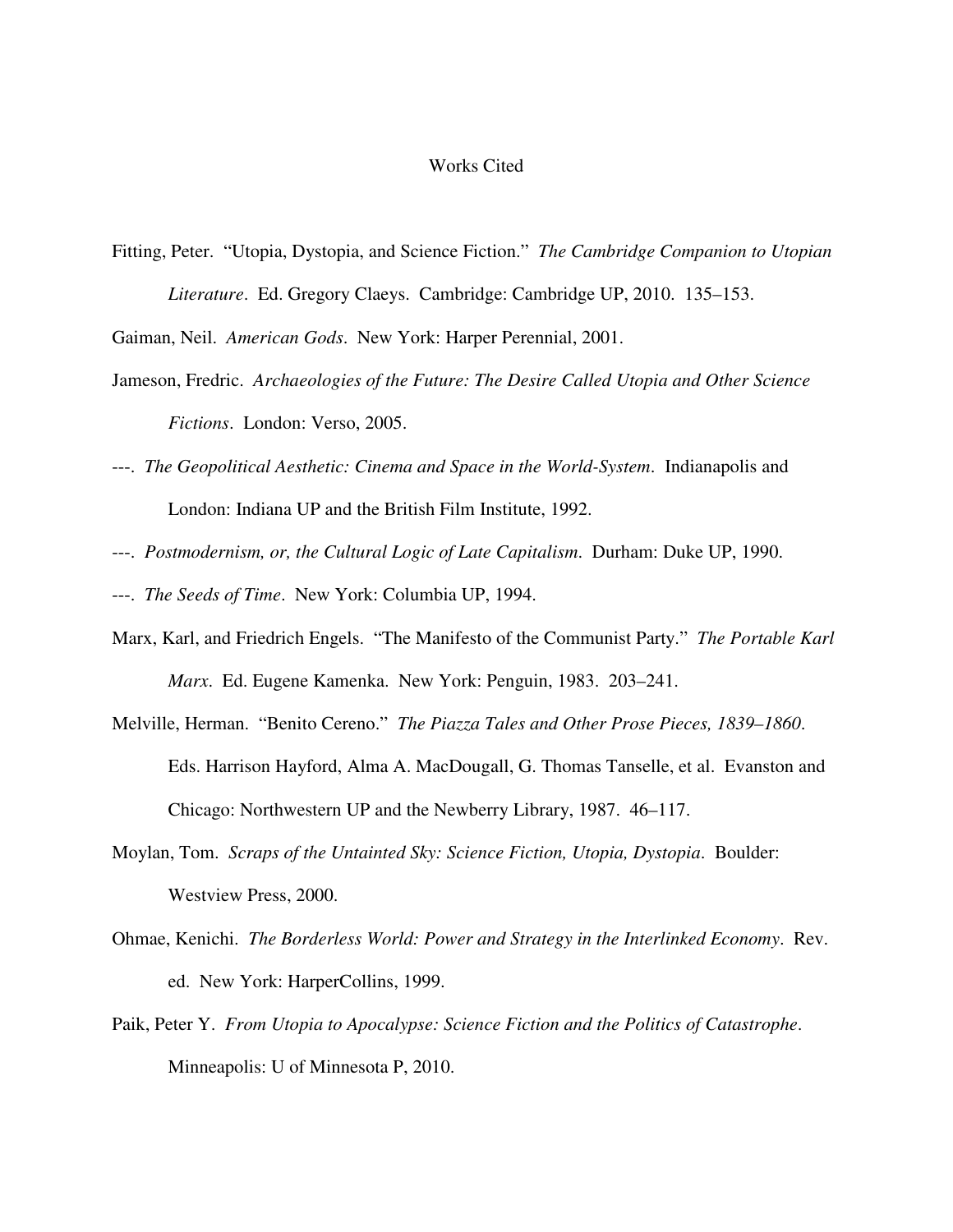# Works Cited

Fitting, Peter. "Utopia, Dystopia, and Science Fiction." *The Cambridge Companion to Utopian Literature*. Ed. Gregory Claeys. Cambridge: Cambridge UP, 2010. 135–153.

Gaiman, Neil. *American Gods*. New York: Harper Perennial, 2001.

Jameson, Fredric. *Archaeologies of the Future: The Desire Called Utopia and Other Science Fictions*. London: Verso, 2005.

---. *The Geopolitical Aesthetic: Cinema and Space in the World-System*. Indianapolis and London: Indiana UP and the British Film Institute, 1992.

---. *Postmodernism, or, the Cultural Logic of Late Capitalism*. Durham: Duke UP, 1990.

---. *The Seeds of Time*. New York: Columbia UP, 1994.

Marx, Karl, and Friedrich Engels. "The Manifesto of the Communist Party." *The Portable Karl Marx*. Ed. Eugene Kamenka. New York: Penguin, 1983. 203–241.

Melville, Herman. "Benito Cereno." *The Piazza Tales and Other Prose Pieces, 1839–1860*. Eds. Harrison Hayford, Alma A. MacDougall, G. Thomas Tanselle, et al. Evanston and Chicago: Northwestern UP and the Newberry Library, 1987. 46–117.

Moylan, Tom. *Scraps of the Untainted Sky: Science Fiction, Utopia, Dystopia*. Boulder: Westview Press, 2000.

Ohmae, Kenichi. *The Borderless World: Power and Strategy in the Interlinked Economy*. Rev. ed. New York: HarperCollins, 1999.

Paik, Peter Y. *From Utopia to Apocalypse: Science Fiction and the Politics of Catastrophe*. Minneapolis: U of Minnesota P, 2010.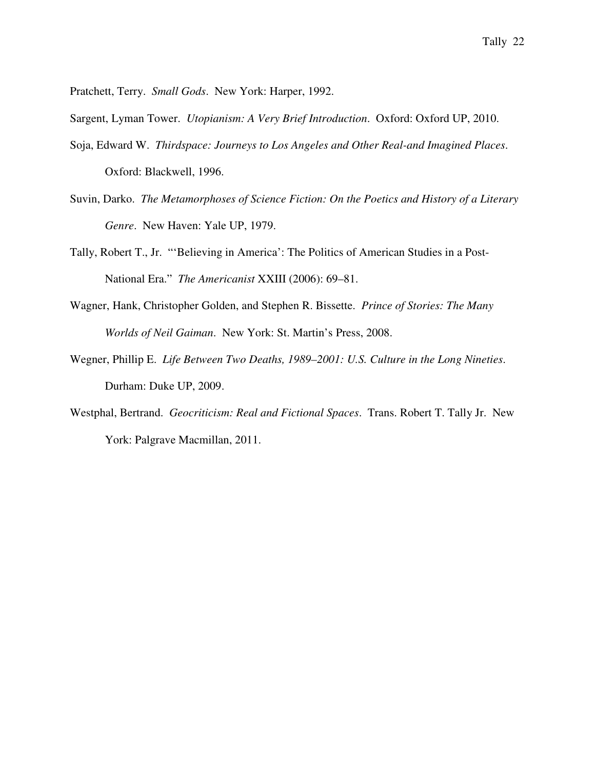Pratchett, Terry. *Small Gods*. New York: Harper, 1992.

Sargent, Lyman Tower. *Utopianism: A Very Brief Introduction*. Oxford: Oxford UP, 2010.

Soja, Edward W. *Thirdspace: Journeys to Los Angeles and Other Real-and Imagined Places*. Oxford: Blackwell, 1996.

Suvin, Darko. *The Metamorphoses of Science Fiction: On the Poetics and History of a Literary Genre*. New Haven: Yale UP, 1979.

Tally, Robert T., Jr. "'Believing in America': The Politics of American Studies in a Post-National Era." *The Americanist* XXIII (2006): 69–81.

Wagner, Hank, Christopher Golden, and Stephen R. Bissette. *Prince of Stories: The Many Worlds of Neil Gaiman*. New York: St. Martin's Press, 2008.

Wegner, Phillip E. *Life Between Two Deaths, 1989–2001: U.S. Culture in the Long Nineties*. Durham: Duke UP, 2009.

Westphal, Bertrand. *Geocriticism: Real and Fictional Spaces*. Trans. Robert T. Tally Jr. New York: Palgrave Macmillan, 2011.